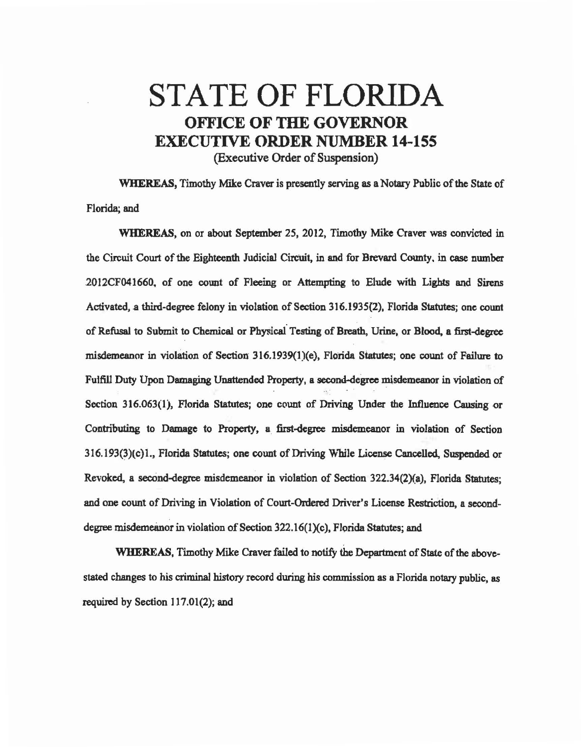# STATE OF FLORIDA

## OFFICE OF THE GOVERNOR

## EXECUTIVE ORDER NUMBER 14-155

(Executive Order of Suspension)

**WHEREAS,** Timothy Mike Craver is presently serving as a Notary Public of the State of Florida; and

**WHEREAS,** on or about September 25, 2012, Timothy Mike Craver was convicted in the Circuit Court of the Eighteenth Judicial Circuit, in and for Brevard County, in case number 2012CF041660, of one count of Fleeing or Attempting to Elude with Lights and Sirens Activated, a third-degree felony in violation of Section 316.1935(2), Florida Statutes; one count of Refusal to Submit to Chemical or Physical Testing of Breath, Urine, or Blood, a first-degree misdemeanor in violation of Section 316.1939(1)(e), Florida Statutes; one count of Failure to Fulfill Duty Upon Damaging Unattended Property, a second-degree misdemeanor in violation of Section 316.063(1), Florida Statutes; one count of Driving Under the Influence Causing or Contributing to Damage to Property, a first-degree misdemeanor in violation of Section 316.193(3)(c)1., Florida Statutes; one count of Driving While License Cancelled, Suspended or Revoked, a second-degree misdemeanor in violation of Section 322.34(2)(a), Florida Statutes; and one count of Driving in Violation of Court-Ordered Driver's License Restriction, a second-degree misdemeanor in violation of Section 322.16(1)(c), Florida Statutes; and

**WHEREAS,** Timothy Mike Craver failed to notify the Department of State of the above-stated changes to his criminal history record during his commission as a Florida notary public, as required by Section 117.01(2); and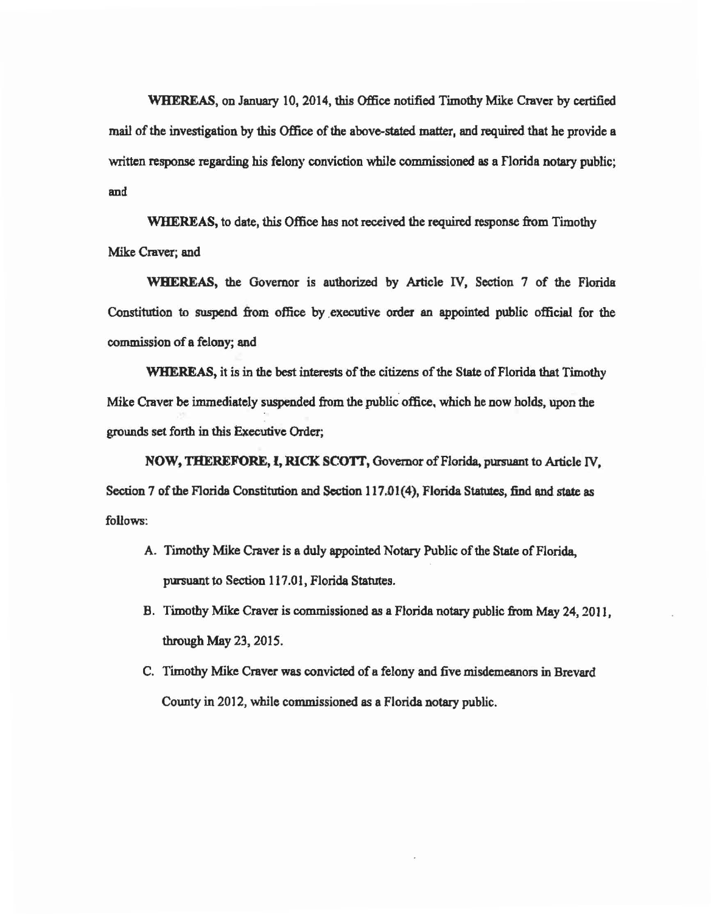**WHEREAS**, on January 10, 2014, this Office notified Timothy Mike Craver by certified mail of the investigation by this Office of the above-stated matter, and required that he provide a written response regarding his felony conviction while commissioned as a Florida notary public; and

**WHEREAS,** to date, this Office has not received the required response from Timothy Mike Craver; and

**WHEREAS,** the Governor is authorized by Article IV, Section 7 of the Florida Constitution to suspend from office by executive order an appointed public official for the commission of a felony; and

**WHEREAS,** it is in the best interests of the citizens of the State of Florida that Timothy Mike Craver be immediately suspended from the public office, which he now holds, upon the grounds set forth in this Executive Order;

**NOW, THEREFORE, I, RICK SCOTT,** Governor of Florida, pursuant to Article IV, Section 7 of the Florida Constitution and Section 117.01(4), Florida Statutes, find and state as follows:

A. Timothy Mike Craver is a duly appointed Notary Public of the State of Florida, pursuant to Section 117.01, Florida Statutes.

B. Timothy Mike Craver is commissioned as a Florida notary public from May 24, 2011, through May 23, 2015.

C. Timothy Mike Craver was convicted of a felony and five misdemeanors in Brevard County in 2012, while commissioned as a Florida notary public.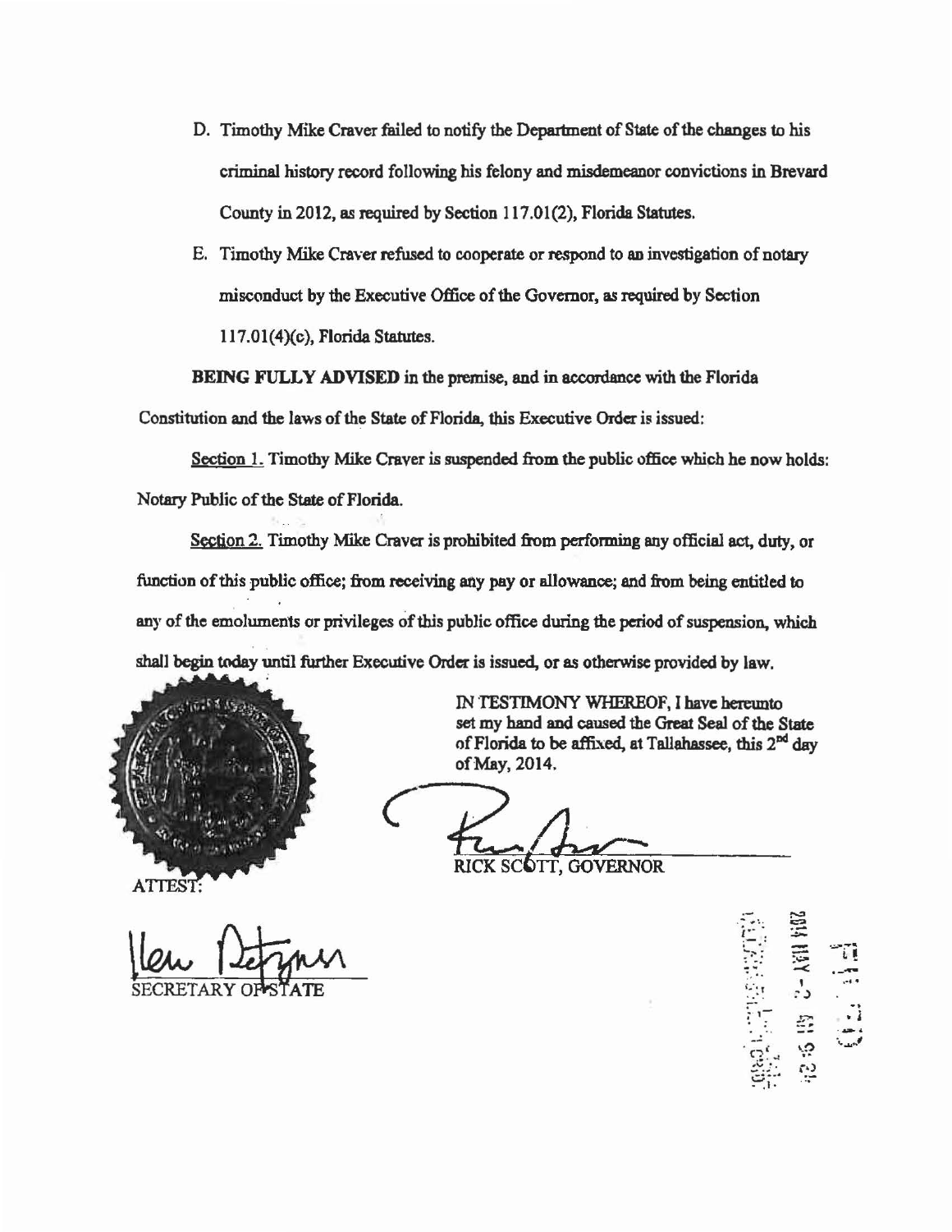D. Timothy Mike Craver failed to notify the Department of State of the changes to his criminal history record following his felony and misdemeanor convictions in Brevard County in 2012, as required by Section 117.01(2), Florida Statutes.

E. Timothy Mike Craver refused to cooperate or respond to an investigation of notary misconduct by the Executive Office of the Governor, as required by Section 117.01(4)(c), Florida Statutes.

**BEING FULLY ADVISED** in the premise, and in accordance with the Florida Constitution and the laws of the State of Florida, this Executive Order is issued:

Section 1. Timothy Mike Craver is suspended from the public office which he now holds: Notary Public of the State of Florida.

Section 2. Timothy Mike Craver is prohibited from performing any official act, duty, or function of this public office; from receiving any pay or allowance; and from being entitled to any of the emoluments or privileges of this public office during the period of suspension, which shall begin today until further Executive Order is issued, or as otherwise provided by law.

IN TESTIMONY WHEREOF, I have hereunto set my hand and caused the Great Seal of the State of Florida to be affixed, at Tallahassee, this 2nd day of May, 2014.

RICK SCOTT, GOVERNOR

ATTEST:

SECRETARY OF STATE

2014 MAY -2 AM 9:24

FILED